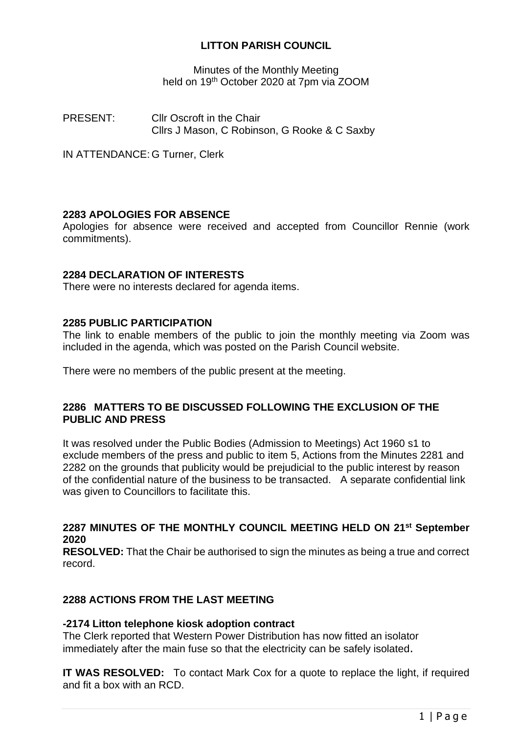# LITTON PARISH COUNCIL

Minutes of the Monthly Meeting
held on 19th October 2020 at 7pm via ZOOM

PRESENT: Cllr Oscroft in the Chair
Cllrs J Mason, C Robinson, G Rooke & C Saxby

IN ATTENDANCE: G Turner, Clerk

## 2283 APOLOGIES FOR ABSENCE

Apologies for absence were received and accepted from Councillor Rennie (work commitments).

## 2284 DECLARATION OF INTERESTS

There were no interests declared for agenda items.

## 2285 PUBLIC PARTICIPATION

The link to enable members of the public to join the monthly meeting via Zoom was included in the agenda, which was posted on the Parish Council website.

There were no members of the public present at the meeting.

## 2286 MATTERS TO BE DISCUSSED FOLLOWING THE EXCLUSION OF THE PUBLIC AND PRESS

It was resolved under the Public Bodies (Admission to Meetings) Act 1960 s1 to exclude members of the press and public to item 5, Actions from the Minutes 2281 and 2282 on the grounds that publicity would be prejudicial to the public interest by reason of the confidential nature of the business to be transacted. A separate confidential link was given to Councillors to facilitate this.

## 2287 MINUTES OF THE MONTHLY COUNCIL MEETING HELD ON 21st September 2020

**RESOLVED:** That the Chair be authorised to sign the minutes as being a true and correct record.

## 2288 ACTIONS FROM THE LAST MEETING

### -2174 Litton telephone kiosk adoption contract

The Clerk reported that Western Power Distribution has now fitted an isolator immediately after the main fuse so that the electricity can be safely isolated.

**IT WAS RESOLVED:** To contact Mark Cox for a quote to replace the light, if required and fit a box with an RCD.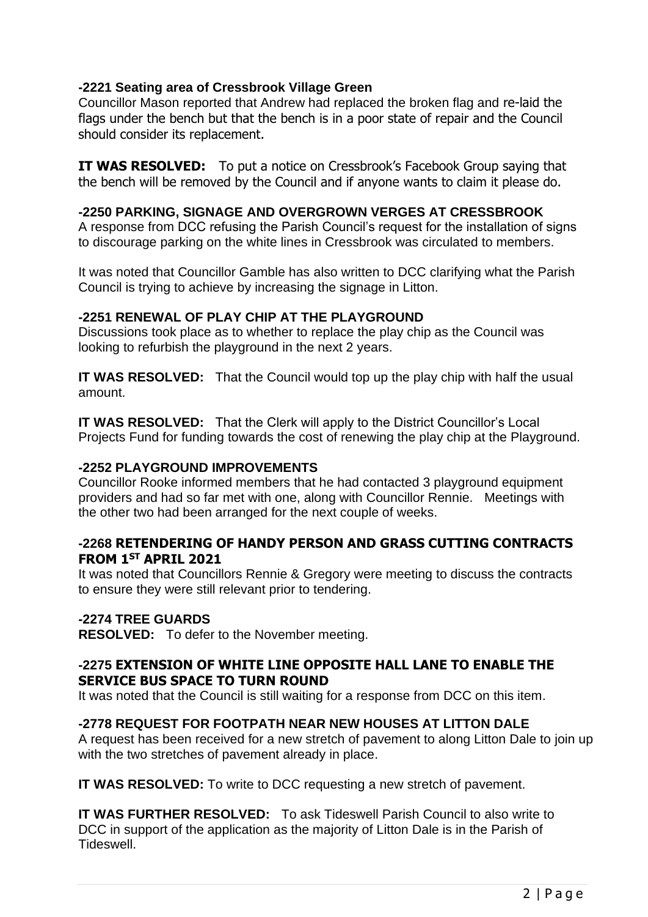**-2221 Seating area of Cressbrook Village Green**

Councillor Mason reported that Andrew had replaced the broken flag and re-laid the flags under the bench but that the bench is in a poor state of repair and the Council should consider its replacement.

**IT WAS RESOLVED:** To put a notice on Cressbrook's Facebook Group saying that the bench will be removed by the Council and if anyone wants to claim it please do.

**-2250 PARKING, SIGNAGE AND OVERGROWN VERGES AT CRESSBROOK**

A response from DCC refusing the Parish Council's request for the installation of signs to discourage parking on the white lines in Cressbrook was circulated to members.

It was noted that Councillor Gamble has also written to DCC clarifying what the Parish Council is trying to achieve by increasing the signage in Litton.

**-2251 RENEWAL OF PLAY CHIP AT THE PLAYGROUND**

Discussions took place as to whether to replace the play chip as the Council was looking to refurbish the playground in the next 2 years.

**IT WAS RESOLVED:** That the Council would top up the play chip with half the usual amount.

**IT WAS RESOLVED:** That the Clerk will apply to the District Councillor's Local Projects Fund for funding towards the cost of renewing the play chip at the Playground.

**-2252 PLAYGROUND IMPROVEMENTS**

Councillor Rooke informed members that he had contacted 3 playground equipment providers and had so far met with one, along with Councillor Rennie. Meetings with the other two had been arranged for the next couple of weeks.

**-2268 RETENDERING OF HANDY PERSON AND GRASS CUTTING CONTRACTS FROM 1ST APRIL 2021**

It was noted that Councillors Rennie & Gregory were meeting to discuss the contracts to ensure they were still relevant prior to tendering.

**-2274 TREE GUARDS**

**RESOLVED:** To defer to the November meeting.

**-2275 EXTENSION OF WHITE LINE OPPOSITE HALL LANE TO ENABLE THE SERVICE BUS SPACE TO TURN ROUND**

It was noted that the Council is still waiting for a response from DCC on this item.

**-2778 REQUEST FOR FOOTPATH NEAR NEW HOUSES AT LITTON DALE**

A request has been received for a new stretch of pavement to along Litton Dale to join up with the two stretches of pavement already in place.

**IT WAS RESOLVED:** To write to DCC requesting a new stretch of pavement.

**IT WAS FURTHER RESOLVED:** To ask Tideswell Parish Council to also write to DCC in support of the application as the majority of Litton Dale is in the Parish of Tideswell.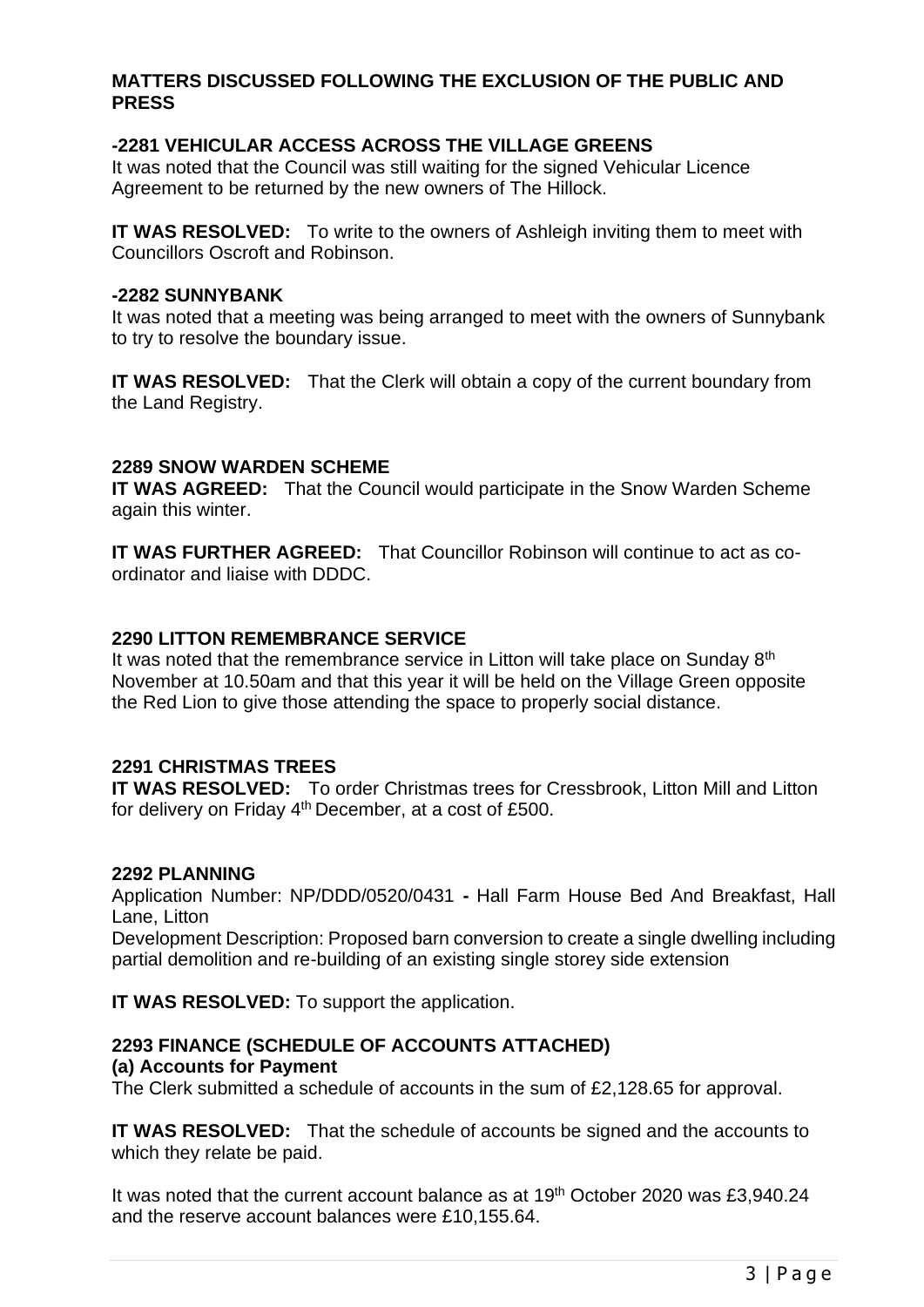**MATTERS DISCUSSED FOLLOWING THE EXCLUSION OF THE PUBLIC AND PRESS**

**-2281 VEHICULAR ACCESS ACROSS THE VILLAGE GREENS**

It was noted that the Council was still waiting for the signed Vehicular Licence Agreement to be returned by the new owners of The Hillock.

**IT WAS RESOLVED:** To write to the owners of Ashleigh inviting them to meet with Councillors Oscroft and Robinson.

**-2282 SUNNYBANK**

It was noted that a meeting was being arranged to meet with the owners of Sunnybank to try to resolve the boundary issue.

**IT WAS RESOLVED:** That the Clerk will obtain a copy of the current boundary from the Land Registry.

**2289 SNOW WARDEN SCHEME**

**IT WAS AGREED:** That the Council would participate in the Snow Warden Scheme again this winter.

**IT WAS FURTHER AGREED:** That Councillor Robinson will continue to act as co-ordinator and liaise with DDDC.

**2290 LITTON REMEMBRANCE SERVICE**

It was noted that the remembrance service in Litton will take place on Sunday 8th November at 10.50am and that this year it will be held on the Village Green opposite the Red Lion to give those attending the space to properly social distance.

**2291 CHRISTMAS TREES**

**IT WAS RESOLVED:** To order Christmas trees for Cressbrook, Litton Mill and Litton for delivery on Friday 4th December, at a cost of £500.

**2292 PLANNING**

Application Number: NP/DDD/0520/0431 **-** Hall Farm House Bed And Breakfast, Hall Lane, Litton

Development Description: Proposed barn conversion to create a single dwelling including partial demolition and re-building of an existing single storey side extension

**IT WAS RESOLVED:** To support the application.

**2293 FINANCE (SCHEDULE OF ACCOUNTS ATTACHED)**

**(a) Accounts for Payment**

The Clerk submitted a schedule of accounts in the sum of £2,128.65 for approval.

**IT WAS RESOLVED:** That the schedule of accounts be signed and the accounts to which they relate be paid.

It was noted that the current account balance as at 19th October 2020 was £3,940.24 and the reserve account balances were £10,155.64.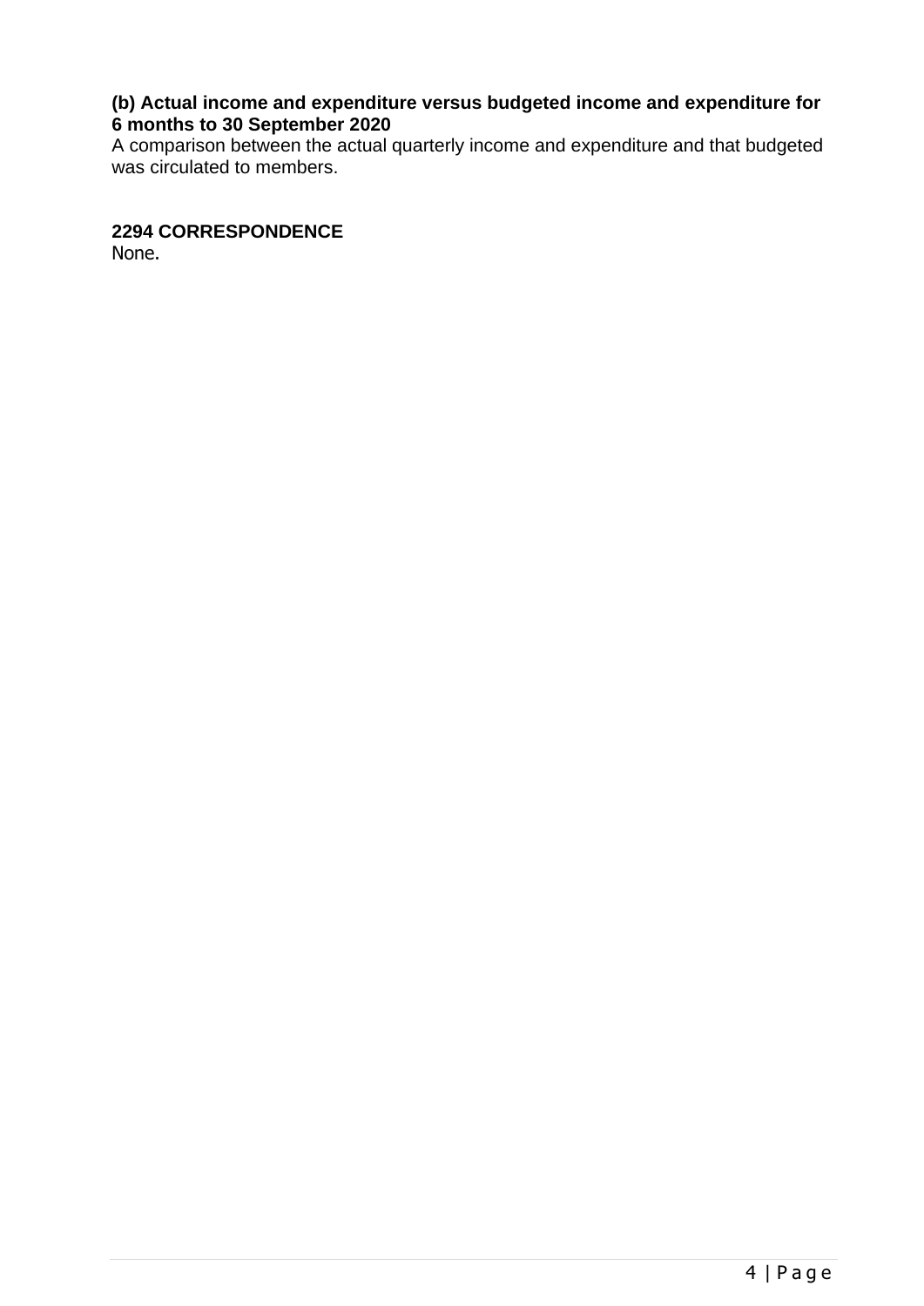**(b) Actual income and expenditure versus budgeted income and expenditure for 6 months to 30 September 2020**

A comparison between the actual quarterly income and expenditure and that budgeted was circulated to members.

**2294 CORRESPONDENCE**

None.